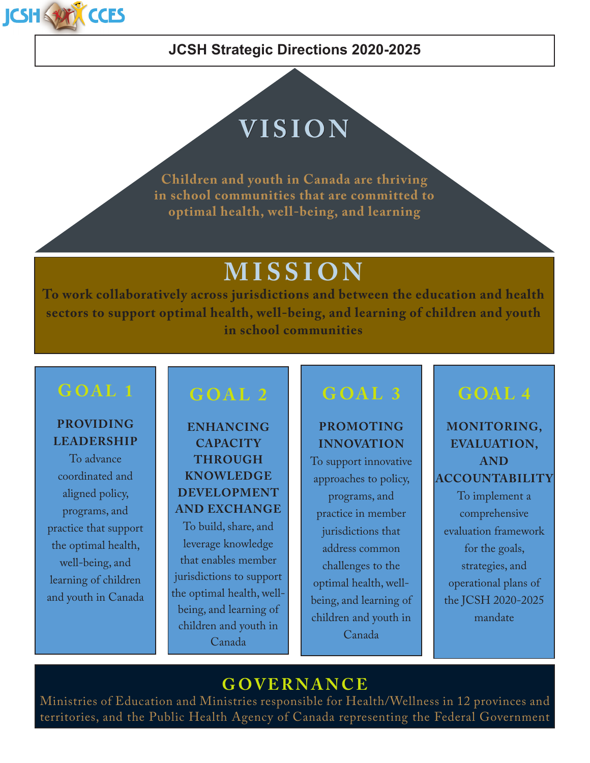# JCSH Strategic Directions 2020-2025

## VISION

Children and youth in Canada are thriving in school communities that are committed to optimal health, well-being, and learning

## MISSION

To work collaboratively across jurisdictions and between the education and health sectors to support optimal health, well-being, and learning of children and youth in school communities

### GOAL 1

**PROVIDING LEADERSHIP**

To advance coordinated and aligned policy, programs, and practice that support the optimal health, well-being, and learning of children and youth in Canada

### GOAL 2

**ENHANCING CAPACITY THROUGH KNOWLEDGE DEVELOPMENT AND EXCHANGE**

To build, share, and leverage knowledge that enables member jurisdictions to support the optimal health, well-being, and learning of children and youth in Canada

### GOAL 3

**PROMOTING INNOVATION**

To support innovative approaches to policy, programs, and practice in member jurisdictions that address common challenges to the optimal health, well-being, and learning of children and youth in Canada

### GOAL 4

**MONITORING, EVALUATION, AND ACCOUNTABILITY**

To implement a comprehensive evaluation framework for the goals, strategies, and operational plans of the JCSH 2020-2025 mandate

## GOVERNANCE

Ministries of Education and Ministries responsible for Health/Wellness in 12 provinces and territories, and the Public Health Agency of Canada representing the Federal Government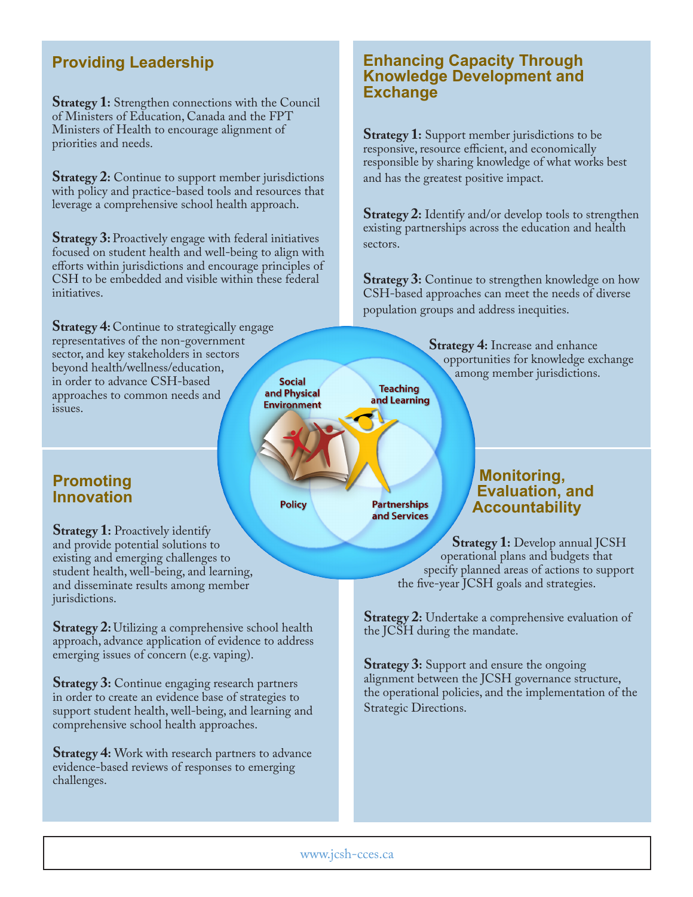## Providing Leadership

**Strategy 1:** Strengthen connections with the Council of Ministers of Education, Canada and the FPT Ministers of Health to encourage alignment of priorities and needs.

**Strategy 2:** Continue to support member jurisdictions with policy and practice-based tools and resources that leverage a comprehensive school health approach.

**Strategy 3:** Proactively engage with federal initiatives focused on student health and well-being to align with efforts within jurisdictions and encourage principles of CSH to be embedded and visible within these federal initiatives.

**Strategy 4:** Continue to strategically engage representatives of the non-government sector, and key stakeholders in sectors beyond health/wellness/education, in order to advance CSH-based approaches to common needs and issues.

## Enhancing Capacity Through Knowledge Development and Exchange

**Strategy 1:** Support member jurisdictions to be responsive, resource efficient, and economically responsible by sharing knowledge of what works best and has the greatest positive impact.

**Strategy 2:** Identify and/or develop tools to strengthen existing partnerships across the education and health sectors.

**Strategy 3:** Continue to strengthen knowledge on how CSH-based approaches can meet the needs of diverse population groups and address inequities.

**Strategy 4:** Increase and enhance opportunities for knowledge exchange among member jurisdictions.

Social and Physical Environment

Teaching and Learning

Policy

Partnerships and Services

## Promoting Innovation

**Strategy 1:** Proactively identify and provide potential solutions to existing and emerging challenges to student health, well-being, and learning, and disseminate results among member jurisdictions.

**Strategy 2:** Utilizing a comprehensive school health approach, advance application of evidence to address emerging issues of concern (e.g. vaping).

**Strategy 3:** Continue engaging research partners in order to create an evidence base of strategies to support student health, well-being, and learning and comprehensive school health approaches.

**Strategy 4:** Work with research partners to advance evidence-based reviews of responses to emerging challenges.

## Monitoring, Evaluation, and Accountability

**Strategy 1:** Develop annual JCSH operational plans and budgets that specify planned areas of actions to support the five-year JCSH goals and strategies.

**Strategy 2:** Undertake a comprehensive evaluation of the JCSH during the mandate.

**Strategy 3:** Support and ensure the ongoing alignment between the JCSH governance structure, the operational policies, and the implementation of the Strategic Directions.

www.jcsh-cces.ca